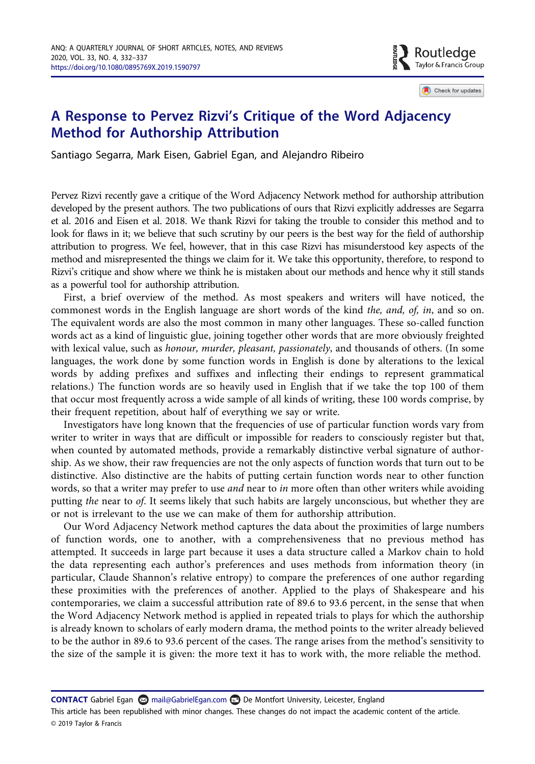# A Response to Pervez Rizvi's Critique of the Word Adjacency Method for Authorship Attribution

Santiago Segarra, Mark Eisen, Gabriel Egan, and Alejandro Ribeiro

Pervez Rizvi recently gave a critique of the Word Adjacency Network method for authorship attribution developed by the present authors. The two publications of ours that Rizvi explicitly addresses are Segarra et al. 2016 and Eisen et al. 2018. We thank Rizvi for taking the trouble to consider this method and to look for flaws in it; we believe that such scrutiny by our peers is the best way for the field of authorship attribution to progress. We feel, however, that in this case Rizvi has misunderstood key aspects of the method and misrepresented the things we claim for it. We take this opportunity, therefore, to respond to Rizvi's critique and show where we think he is mistaken about our methods and hence why it still stands as a powerful tool for authorship attribution.

First, a brief overview of the method. As most speakers and writers will have noticed, the commonest words in the English language are short words of the kind *the, and, of, in*, and so on. The equivalent words are also the most common in many other languages. These so-called function words act as a kind of linguistic glue, joining together other words that are more obviously freighted with lexical value, such as *honour, murder, pleasant, passionately*, and thousands of others. (In some languages, the work done by some function words in English is done by alterations to the lexical words by adding prefixes and suffixes and inflecting their endings to represent grammatical relations.) The function words are so heavily used in English that if we take the top 100 of them that occur most frequently across a wide sample of all kinds of writing, these 100 words comprise, by their frequent repetition, about half of everything we say or write.

Investigators have long known that the frequencies of use of particular function words vary from writer to writer in ways that are difficult or impossible for readers to consciously register but that, when counted by automated methods, provide a remarkably distinctive verbal signature of authorship. As we show, their raw frequencies are not the only aspects of function words that turn out to be distinctive. Also distinctive are the habits of putting certain function words near to other function words, so that a writer may prefer to use *and* near to *in* more often than other writers while avoiding putting *the* near to *of*. It seems likely that such habits are largely unconscious, but whether they are or not is irrelevant to the use we can make of them for authorship attribution.

Our Word Adjacency Network method captures the data about the proximities of large numbers of function words, one to another, with a comprehensiveness that no previous method has attempted. It succeeds in large part because it uses a data structure called a Markov chain to hold the data representing each author's preferences and uses methods from information theory (in particular, Claude Shannon's relative entropy) to compare the preferences of one author regarding these proximities with the preferences of another. Applied to the plays of Shakespeare and his contemporaries, we claim a successful attribution rate of 89.6 to 93.6 percent, in the sense that when the Word Adjacency Network method is applied in repeated trials to plays for which the authorship is already known to scholars of early modern drama, the method points to the writer already believed to be the author in 89.6 to 93.6 percent of the cases. The range arises from the method's sensitivity to the size of the sample it is given: the more text it has to work with, the more reliable the method.

**CONTACT** Gabriel Egan mail@GabrielEgan.com De Montfort University, Leicester, England

This article has been republished with minor changes. These changes do not impact the academic content of the article.

© 2019 Taylor & Francis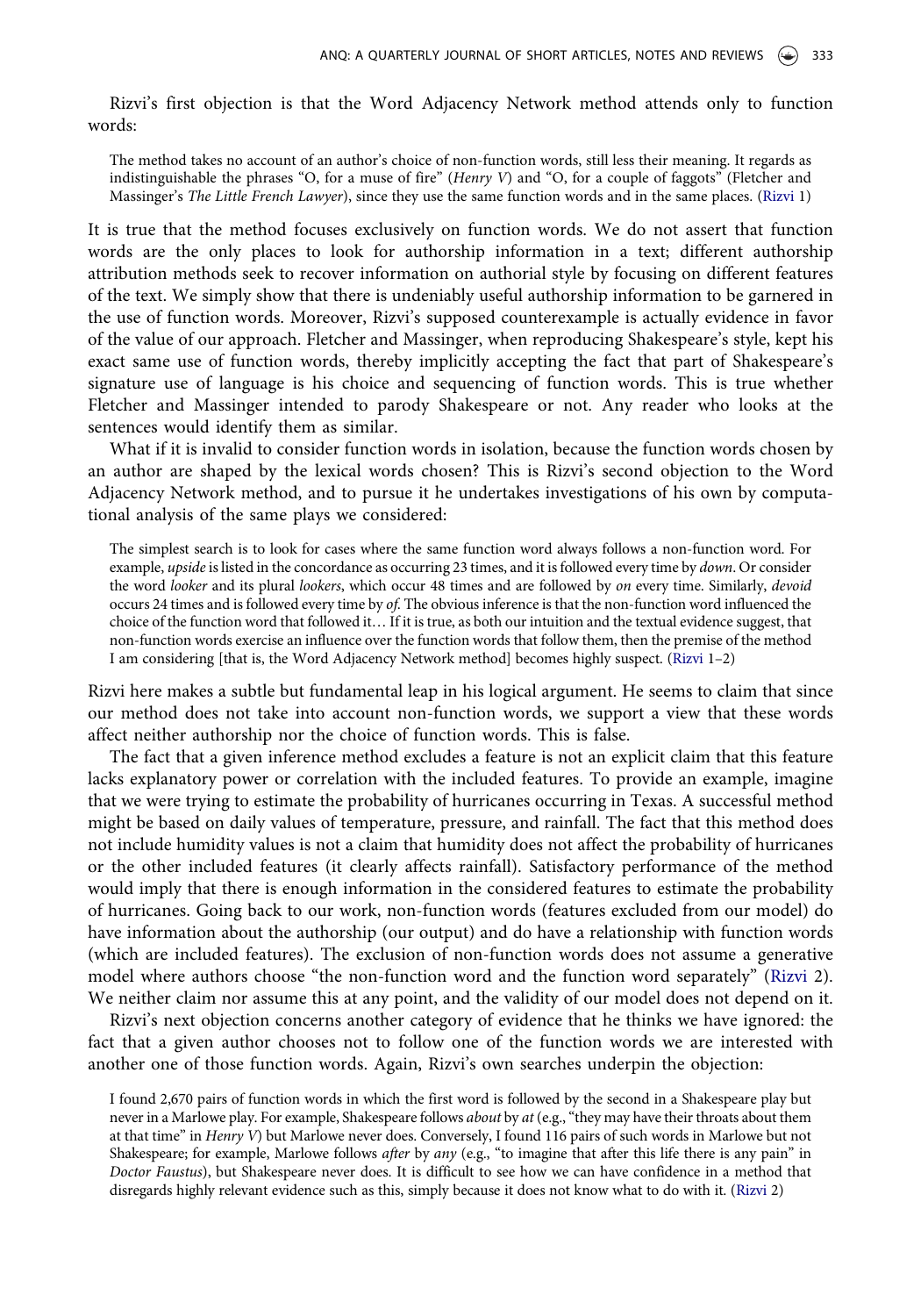Rizvi's first objection is that the Word Adjacency Network method attends only to function words:

> The method takes no account of an author's choice of non-function words, still less their meaning. It regards as indistinguishable the phrases "O, for a muse of fire" (*Henry V*) and "O, for a couple of faggots" (Fletcher and Massinger's *The Little French Lawyer*), since they use the same function words and in the same places. (Rizvi 1)

It is true that the method focuses exclusively on function words. We do not assert that function words are the only places to look for authorship information in a text; different authorship attribution methods seek to recover information on authorial style by focusing on different features of the text. We simply show that there is undeniably useful authorship information to be garnered in the use of function words. Moreover, Rizvi's supposed counterexample is actually evidence in favor of the value of our approach. Fletcher and Massinger, when reproducing Shakespeare's style, kept his exact same use of function words, thereby implicitly accepting the fact that part of Shakespeare's signature use of language is his choice and sequencing of function words. This is true whether Fletcher and Massinger intended to parody Shakespeare or not. Any reader who looks at the sentences would identify them as similar.

What if it is invalid to consider function words in isolation, because the function words chosen by an author are shaped by the lexical words chosen? This is Rizvi's second objection to the Word Adjacency Network method, and to pursue it he undertakes investigations of his own by computational analysis of the same plays we considered:

> The simplest search is to look for cases where the same function word always follows a non-function word. For example, *upside* is listed in the concordance as occurring 23 times, and it is followed every time by *down*. Or consider the word *looker* and its plural *lookers*, which occur 48 times and are followed by *on* every time. Similarly, *devoid* occurs 24 times and is followed every time by *of*. The obvious inference is that the non-function word influenced the choice of the function word that followed it… If it is true, as both our intuition and the textual evidence suggest, that non-function words exercise an influence over the function words that follow them, then the premise of the method I am considering [that is, the Word Adjacency Network method] becomes highly suspect. (Rizvi 1–2)

Rizvi here makes a subtle but fundamental leap in his logical argument. He seems to claim that since our method does not take into account non-function words, we support a view that these words affect neither authorship nor the choice of function words. This is false.

The fact that a given inference method excludes a feature is not an explicit claim that this feature lacks explanatory power or correlation with the included features. To provide an example, imagine that we were trying to estimate the probability of hurricanes occurring in Texas. A successful method might be based on daily values of temperature, pressure, and rainfall. The fact that this method does not include humidity values is not a claim that humidity does not affect the probability of hurricanes or the other included features (it clearly affects rainfall). Satisfactory performance of the method would imply that there is enough information in the considered features to estimate the probability of hurricanes. Going back to our work, non-function words (features excluded from our model) do have information about the authorship (our output) and do have a relationship with function words (which are included features). The exclusion of non-function words does not assume a generative model where authors choose "the non-function word and the function word separately" (Rizvi 2). We neither claim nor assume this at any point, and the validity of our model does not depend on it.

Rizvi's next objection concerns another category of evidence that he thinks we have ignored: the fact that a given author chooses not to follow one of the function words we are interested with another one of those function words. Again, Rizvi's own searches underpin the objection:

> I found 2,670 pairs of function words in which the first word is followed by the second in a Shakespeare play but never in a Marlowe play. For example, Shakespeare follows *about* by *at* (e.g., "they may have their throats about them at that time" in *Henry V*) but Marlowe never does. Conversely, I found 116 pairs of such words in Marlowe but not Shakespeare; for example, Marlowe follows *after* by *any* (e.g., "to imagine that after this life there is any pain" in *Doctor Faustus*), but Shakespeare never does. It is difficult to see how we can have confidence in a method that disregards highly relevant evidence such as this, simply because it does not know what to do with it. (Rizvi 2)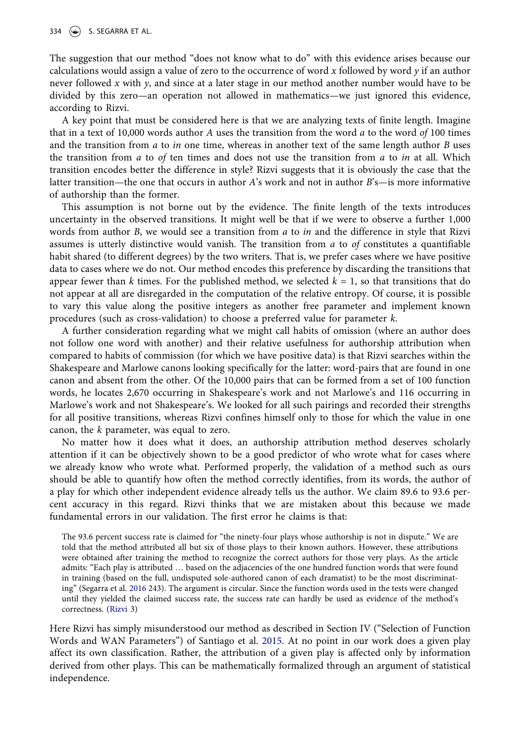The suggestion that our method "does not know what to do" with this evidence arises because our calculations would assign a value of zero to the occurrence of word *x* followed by word *y* if an author never followed *x* with *y*, and since at a later stage in our method another number would have to be divided by this zero—an operation not allowed in mathematics—we just ignored this evidence, according to Rizvi.

A key point that must be considered here is that we are analyzing texts of finite length. Imagine that in a text of 10,000 words author *A* uses the transition from the word *a* to the word *of* 100 times and the transition from *a* to *in* one time, whereas in another text of the same length author *B* uses the transition from *a* to *of* ten times and does not use the transition from *a* to *in* at all. Which transition encodes better the difference in style? Rizvi suggests that it is obviously the case that the latter transition—the one that occurs in author *A*'s work and not in author *B*'s—is more informative of authorship than the former.

This assumption is not borne out by the evidence. The finite length of the texts introduces uncertainty in the observed transitions. It might well be that if we were to observe a further 1,000 words from author *B*, we would see a transition from *a* to *in* and the difference in style that Rizvi assumes is utterly distinctive would vanish. The transition from *a* to *of* constitutes a quantifiable habit shared (to different degrees) by the two writers. That is, we prefer cases where we have positive data to cases where we do not. Our method encodes this preference by discarding the transitions that appear fewer than *k* times. For the published method, we selected $k = 1$, so that transitions that do not appear at all are disregarded in the computation of the relative entropy. Of course, it is possible to vary this value along the positive integers as another free parameter and implement known procedures (such as cross-validation) to choose a preferred value for parameter *k*.

A further consideration regarding what we might call habits of omission (where an author does not follow one word with another) and their relative usefulness for authorship attribution when compared to habits of commission (for which we have positive data) is that Rizvi searches within the Shakespeare and Marlowe canons looking specifically for the latter: word-pairs that are found in one canon and absent from the other. Of the 10,000 pairs that can be formed from a set of 100 function words, he locates 2,670 occurring in Shakespeare's work and not Marlowe's and 116 occurring in Marlowe's work and not Shakespeare's. We looked for all such pairings and recorded their strengths for all positive transitions, whereas Rizvi confines himself only to those for which the value in one canon, the *k* parameter, was equal to zero.

No matter how it does what it does, an authorship attribution method deserves scholarly attention if it can be objectively shown to be a good predictor of who wrote what for cases where we already know who wrote what. Performed properly, the validation of a method such as ours should be able to quantify how often the method correctly identifies, from its words, the author of a play for which other independent evidence already tells us the author. We claim 89.6 to 93.6 percent accuracy in this regard. Rizvi thinks that we are mistaken about this because we made fundamental errors in our validation. The first error he claims is that:

> The 93.6 percent success rate is claimed for "the ninety-four plays whose authorship is not in dispute." We are told that the method attributed all but six of those plays to their known authors. However, these attributions were obtained after training the method to recognize the correct authors for those very plays. As the article admits: "Each play is attributed … based on the adjacencies of the one hundred function words that were found in training (based on the full, undisputed sole-authored canon of each dramatist) to be the most discriminating" (Segarra et al. 2016 243). The argument is circular. Since the function words used in the tests were changed until they yielded the claimed success rate, the success rate can hardly be used as evidence of the method's correctness. (Rizvi 3)

Here Rizvi has simply misunderstood our method as described in Section IV ("Selection of Function Words and WAN Parameters") of Santiago et al. 2015. At no point in our work does a given play affect its own classification. Rather, the attribution of a given play is affected only by information derived from other plays. This can be mathematically formalized through an argument of statistical independence.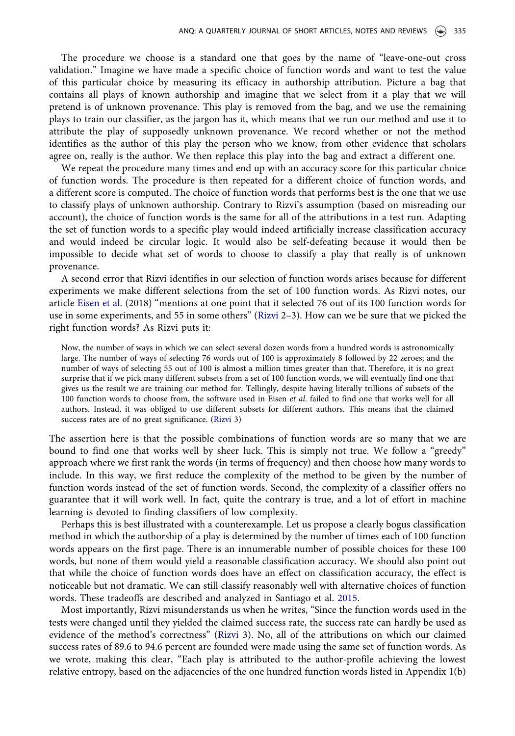The procedure we choose is a standard one that goes by the name of "leave-one-out cross validation." Imagine we have made a specific choice of function words and want to test the value of this particular choice by measuring its efficacy in authorship attribution. Picture a bag that contains all plays of known authorship and imagine that we select from it a play that we will pretend is of unknown provenance. This play is removed from the bag, and we use the remaining plays to train our classifier, as the jargon has it, which means that we run our method and use it to attribute the play of supposedly unknown provenance. We record whether or not the method identifies as the author of this play the person who we know, from other evidence that scholars agree on, really is the author. We then replace this play into the bag and extract a different one.

We repeat the procedure many times and end up with an accuracy score for this particular choice of function words. The procedure is then repeated for a different choice of function words, and a different score is computed. The choice of function words that performs best is the one that we use to classify plays of unknown authorship. Contrary to Rizvi's assumption (based on misreading our account), the choice of function words is the same for all of the attributions in a test run. Adapting the set of function words to a specific play would indeed artificially increase classification accuracy and would indeed be circular logic. It would also be self-defeating because it would then be impossible to decide what set of words to choose to classify a play that really is of unknown provenance.

A second error that Rizvi identifies in our selection of function words arises because for different experiments we make different selections from the set of 100 function words. As Rizvi notes, our article Eisen et al. (2018) "mentions at one point that it selected 76 out of its 100 function words for use in some experiments, and 55 in some others" (Rizvi 2–3). How can we be sure that we picked the right function words? As Rizvi puts it:

> Now, the number of ways in which we can select several dozen words from a hundred words is astronomically large. The number of ways of selecting 76 words out of 100 is approximately 8 followed by 22 zeroes; and the number of ways of selecting 55 out of 100 is almost a million times greater than that. Therefore, it is no great surprise that if we pick many different subsets from a set of 100 function words, we will eventually find one that gives us the result we are training our method for. Tellingly, despite having literally trillions of subsets of the 100 function words to choose from, the software used in Eisen *et al.* failed to find one that works well for all authors. Instead, it was obliged to use different subsets for different authors. This means that the claimed success rates are of no great significance. (Rizvi 3)

The assertion here is that the possible combinations of function words are so many that we are bound to find one that works well by sheer luck. This is simply not true. We follow a "greedy" approach where we first rank the words (in terms of frequency) and then choose how many words to include. In this way, we first reduce the complexity of the method to be given by the number of function words instead of the set of function words. Second, the complexity of a classifier offers no guarantee that it will work well. In fact, quite the contrary is true, and a lot of effort in machine learning is devoted to finding classifiers of low complexity.

Perhaps this is best illustrated with a counterexample. Let us propose a clearly bogus classification method in which the authorship of a play is determined by the number of times each of 100 function words appears on the first page. There is an innumerable number of possible choices for these 100 words, but none of them would yield a reasonable classification accuracy. We should also point out that while the choice of function words does have an effect on classification accuracy, the effect is noticeable but not dramatic. We can still classify reasonably well with alternative choices of function words. These tradeoffs are described and analyzed in Santiago et al. 2015.

Most importantly, Rizvi misunderstands us when he writes, "Since the function words used in the tests were changed until they yielded the claimed success rate, the success rate can hardly be used as evidence of the method's correctness" (Rizvi 3). No, all of the attributions on which our claimed success rates of 89.6 to 94.6 percent are founded were made using the same set of function words. As we wrote, making this clear, "Each play is attributed to the author-profile achieving the lowest relative entropy, based on the adjacencies of the one hundred function words listed in Appendix 1(b)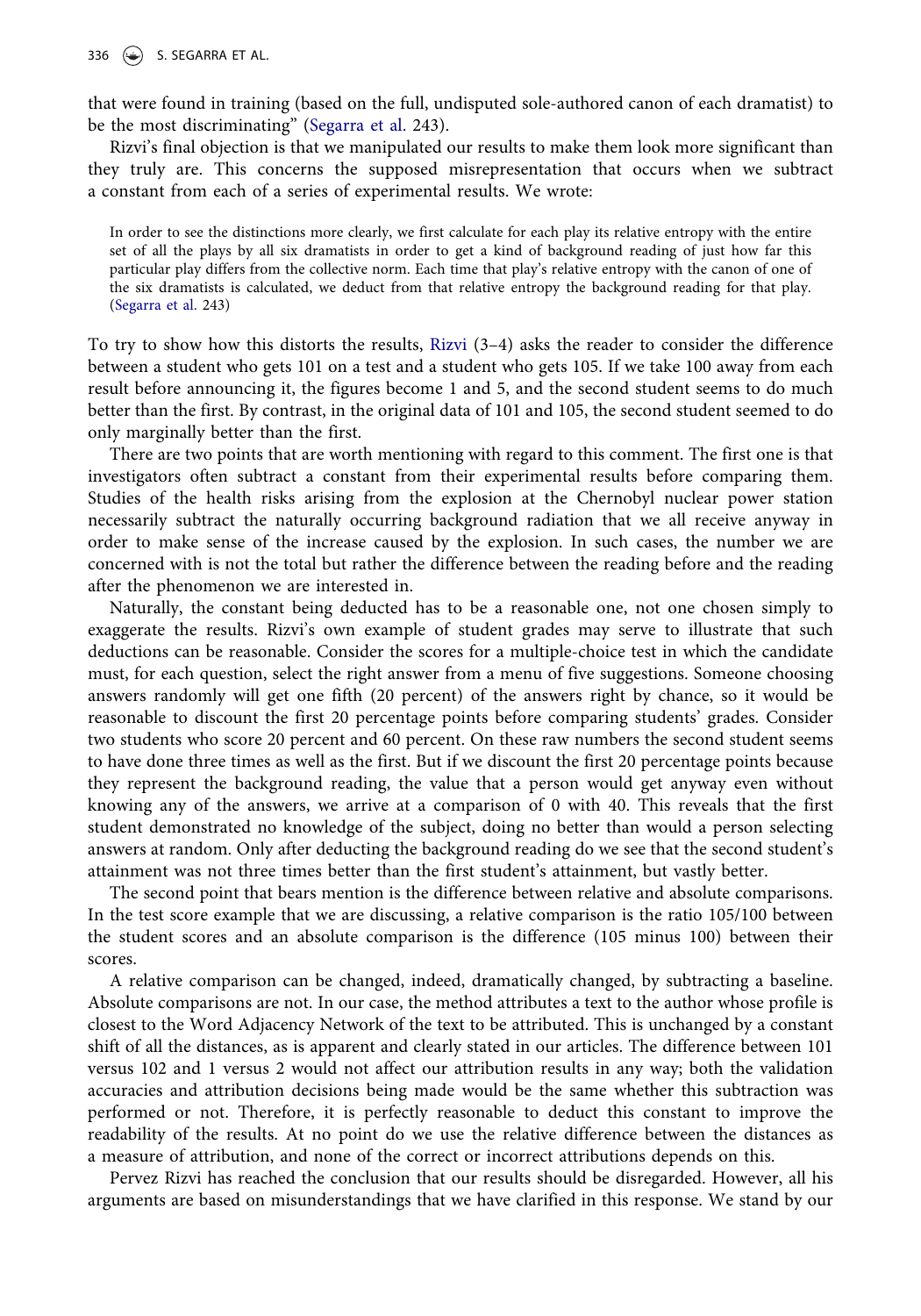that were found in training (based on the full, undisputed sole-authored canon of each dramatist) to be the most discriminating" (Segarra et al. 243).

Rizvi's final objection is that we manipulated our results to make them look more significant than they truly are. This concerns the supposed misrepresentation that occurs when we subtract a constant from each of a series of experimental results. We wrote:

> In order to see the distinctions more clearly, we first calculate for each play its relative entropy with the entire set of all the plays by all six dramatists in order to get a kind of background reading of just how far this particular play differs from the collective norm. Each time that play's relative entropy with the canon of one of the six dramatists is calculated, we deduct from that relative entropy the background reading for that play. (Segarra et al. 243)

To try to show how this distorts the results, Rizvi (3–4) asks the reader to consider the difference between a student who gets 101 on a test and a student who gets 105. If we take 100 away from each result before announcing it, the figures become 1 and 5, and the second student seems to do much better than the first. By contrast, in the original data of 101 and 105, the second student seemed to do only marginally better than the first.

There are two points that are worth mentioning with regard to this comment. The first one is that investigators often subtract a constant from their experimental results before comparing them. Studies of the health risks arising from the explosion at the Chernobyl nuclear power station necessarily subtract the naturally occurring background radiation that we all receive anyway in order to make sense of the increase caused by the explosion. In such cases, the number we are concerned with is not the total but rather the difference between the reading before and the reading after the phenomenon we are interested in.

Naturally, the constant being deducted has to be a reasonable one, not one chosen simply to exaggerate the results. Rizvi's own example of student grades may serve to illustrate that such deductions can be reasonable. Consider the scores for a multiple-choice test in which the candidate must, for each question, select the right answer from a menu of five suggestions. Someone choosing answers randomly will get one fifth (20 percent) of the answers right by chance, so it would be reasonable to discount the first 20 percentage points before comparing students' grades. Consider two students who score 20 percent and 60 percent. On these raw numbers the second student seems to have done three times as well as the first. But if we discount the first 20 percentage points because they represent the background reading, the value that a person would get anyway even without knowing any of the answers, we arrive at a comparison of 0 with 40. This reveals that the first student demonstrated no knowledge of the subject, doing no better than would a person selecting answers at random. Only after deducting the background reading do we see that the second student's attainment was not three times better than the first student's attainment, but vastly better.

The second point that bears mention is the difference between relative and absolute comparisons. In the test score example that we are discussing, a relative comparison is the ratio 105/100 between the student scores and an absolute comparison is the difference (105 minus 100) between their scores.

A relative comparison can be changed, indeed, dramatically changed, by subtracting a baseline. Absolute comparisons are not. In our case, the method attributes a text to the author whose profile is closest to the Word Adjacency Network of the text to be attributed. This is unchanged by a constant shift of all the distances, as is apparent and clearly stated in our articles. The difference between 101 versus 102 and 1 versus 2 would not affect our attribution results in any way; both the validation accuracies and attribution decisions being made would be the same whether this subtraction was performed or not. Therefore, it is perfectly reasonable to deduct this constant to improve the readability of the results. At no point do we use the relative difference between the distances as a measure of attribution, and none of the correct or incorrect attributions depends on this.

Pervez Rizvi has reached the conclusion that our results should be disregarded. However, all his arguments are based on misunderstandings that we have clarified in this response. We stand by our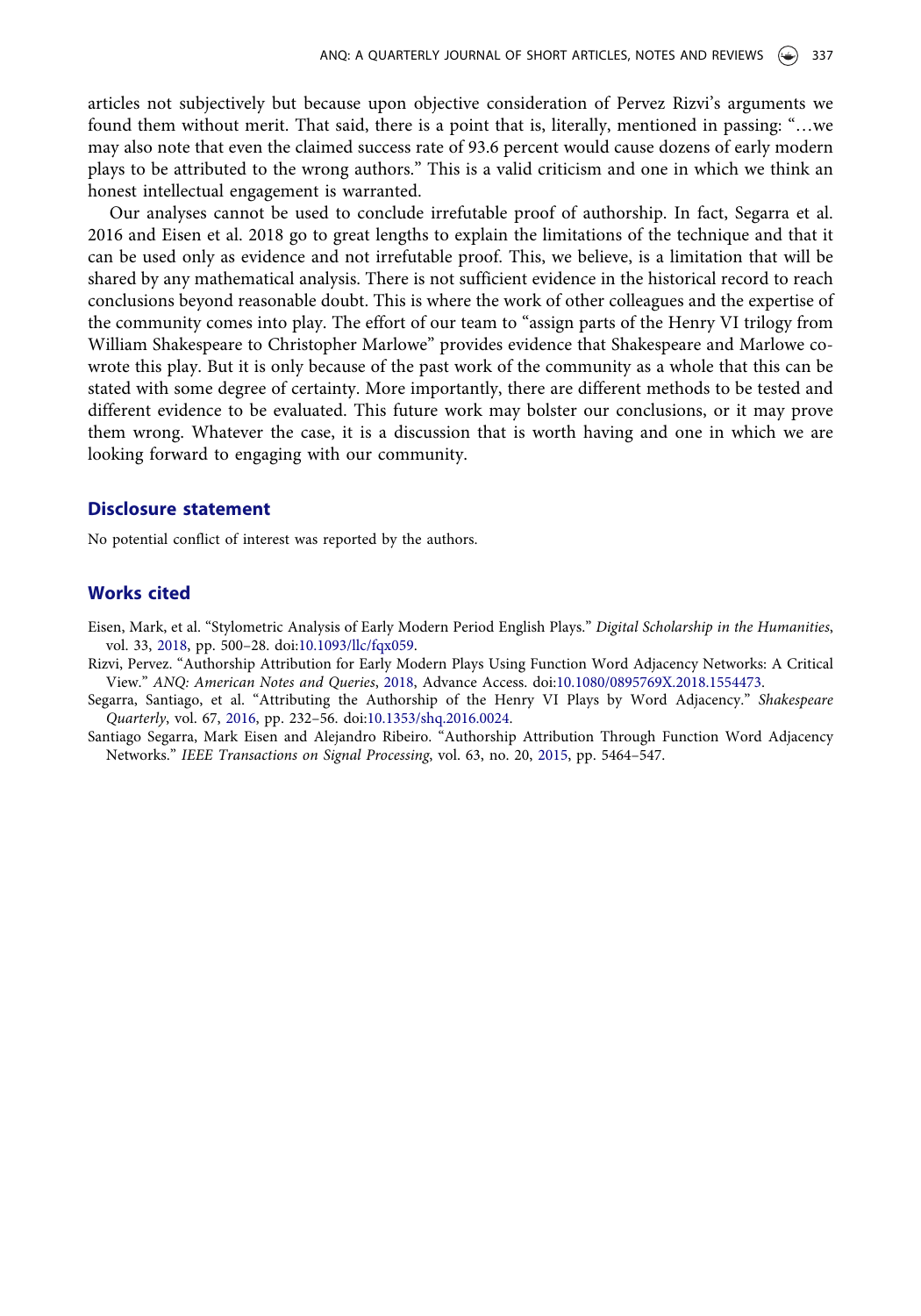articles not subjectively but because upon objective consideration of Pervez Rizvi's arguments we found them without merit. That said, there is a point that is, literally, mentioned in passing: "…we may also note that even the claimed success rate of 93.6 percent would cause dozens of early modern plays to be attributed to the wrong authors." This is a valid criticism and one in which we think an honest intellectual engagement is warranted.

Our analyses cannot be used to conclude irrefutable proof of authorship. In fact, Segarra et al. 2016 and Eisen et al. 2018 go to great lengths to explain the limitations of the technique and that it can be used only as evidence and not irrefutable proof. This, we believe, is a limitation that will be shared by any mathematical analysis. There is not sufficient evidence in the historical record to reach conclusions beyond reasonable doubt. This is where the work of other colleagues and the expertise of the community comes into play. The effort of our team to "assign parts of the Henry VI trilogy from William Shakespeare to Christopher Marlowe" provides evidence that Shakespeare and Marlowe co-wrote this play. But it is only because of the past work of the community as a whole that this can be stated with some degree of certainty. More importantly, there are different methods to be tested and different evidence to be evaluated. This future work may bolster our conclusions, or it may prove them wrong. Whatever the case, it is a discussion that is worth having and one in which we are looking forward to engaging with our community.

## Disclosure statement

No potential conflict of interest was reported by the authors.

## Works cited

Eisen, Mark, et al. "Stylometric Analysis of Early Modern Period English Plays." *Digital Scholarship in the Humanities*, vol. 33, 2018, pp. 500–28. doi:10.1093/llc/fqx059.

Rizvi, Pervez. "Authorship Attribution for Early Modern Plays Using Function Word Adjacency Networks: A Critical View." *ANQ: American Notes and Queries*, 2018, Advance Access. doi:10.1080/0895769X.2018.1554473.

Segarra, Santiago, et al. "Attributing the Authorship of the Henry VI Plays by Word Adjacency." *Shakespeare Quarterly*, vol. 67, 2016, pp. 232–56. doi:10.1353/shq.2016.0024.

Santiago Segarra, Mark Eisen and Alejandro Ribeiro. "Authorship Attribution Through Function Word Adjacency Networks." *IEEE Transactions on Signal Processing*, vol. 63, no. 20, 2015, pp. 5464–547.